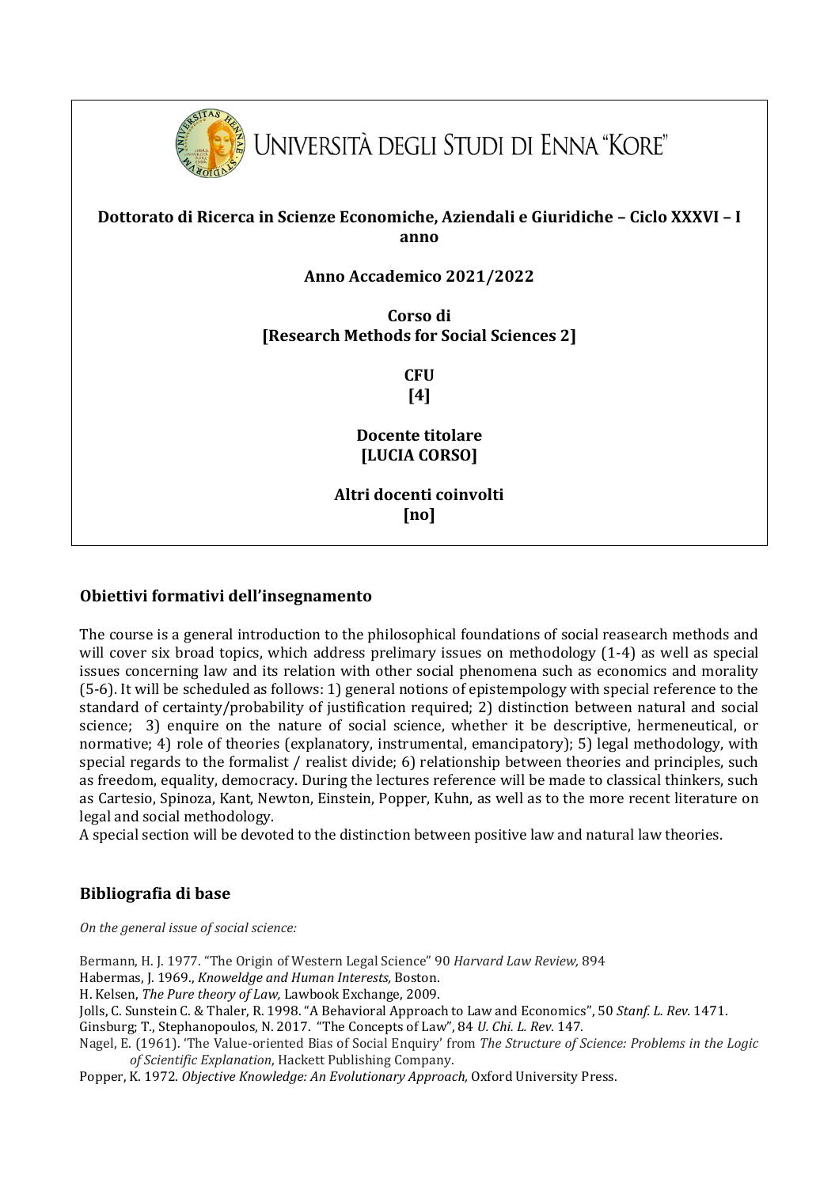# Università degli Studi di Enna "Kore"

**Dottorato di Ricerca in Scienze Economiche, Aziendali e Giuridiche – Ciclo XXXVI – I anno**

**Anno Accademico 2021/2022**

**Corso di**
**[Research Methods for Social Sciences 2]**

**CFU**
**[4]**

**Docente titolare**
**[LUCIA CORSO]**

**Altri docenti coinvolti**
**[no]**

## Obiettivi formativi dell'insegnamento

The course is a general introduction to the philosophical foundations of social reasearch methods and will cover six broad topics, which address prelimary issues on methodology (1-4) as well as special issues concerning law and its relation with other social phenomena such as economics and morality (5-6). It will be scheduled as follows: 1) general notions of epistempology with special reference to the standard of certainty/probability of justification required; 2) distinction between natural and social science; 3) enquire on the nature of social science, whether it be descriptive, hermeneutical, or normative; 4) role of theories (explanatory, instrumental, emancipatory); 5) legal methodology, with special regards to the formalist / realist divide; 6) relationship between theories and principles, such as freedom, equality, democracy. During the lectures reference will be made to classical thinkers, such as Cartesio, Spinoza, Kant, Newton, Einstein, Popper, Kuhn, as well as to the more recent literature on legal and social methodology.
A special section will be devoted to the distinction between positive law and natural law theories.

## Bibliografia di base

*On the general issue of social science:*

Bermann, H. J. 1977. "The Origin of Western Legal Science" 90 *Harvard Law Review,* 894
Habermas, J. 1969., *Knoweldge and Human Interests,* Boston.
H. Kelsen, *The Pure theory of Law,* Lawbook Exchange, 2009.
Jolls, C. Sunstein C. & Thaler, R. 1998. "A Behavioral Approach to Law and Economics", 50 *Stanf. L. Rev.* 1471.
Ginsburg; T., Stephanopoulos, N. 2017. "The Concepts of Law", 84 *U. Chi. L. Rev*. 147.
Nagel, E. (1961). 'The Value-oriented Bias of Social Enquiry' from *The Structure of Science: Problems in the Logic of Scientific Explanation*, Hackett Publishing Company.
Popper, K. 1972. *Objective Knowledge: An Evolutionary Approach,* Oxford University Press.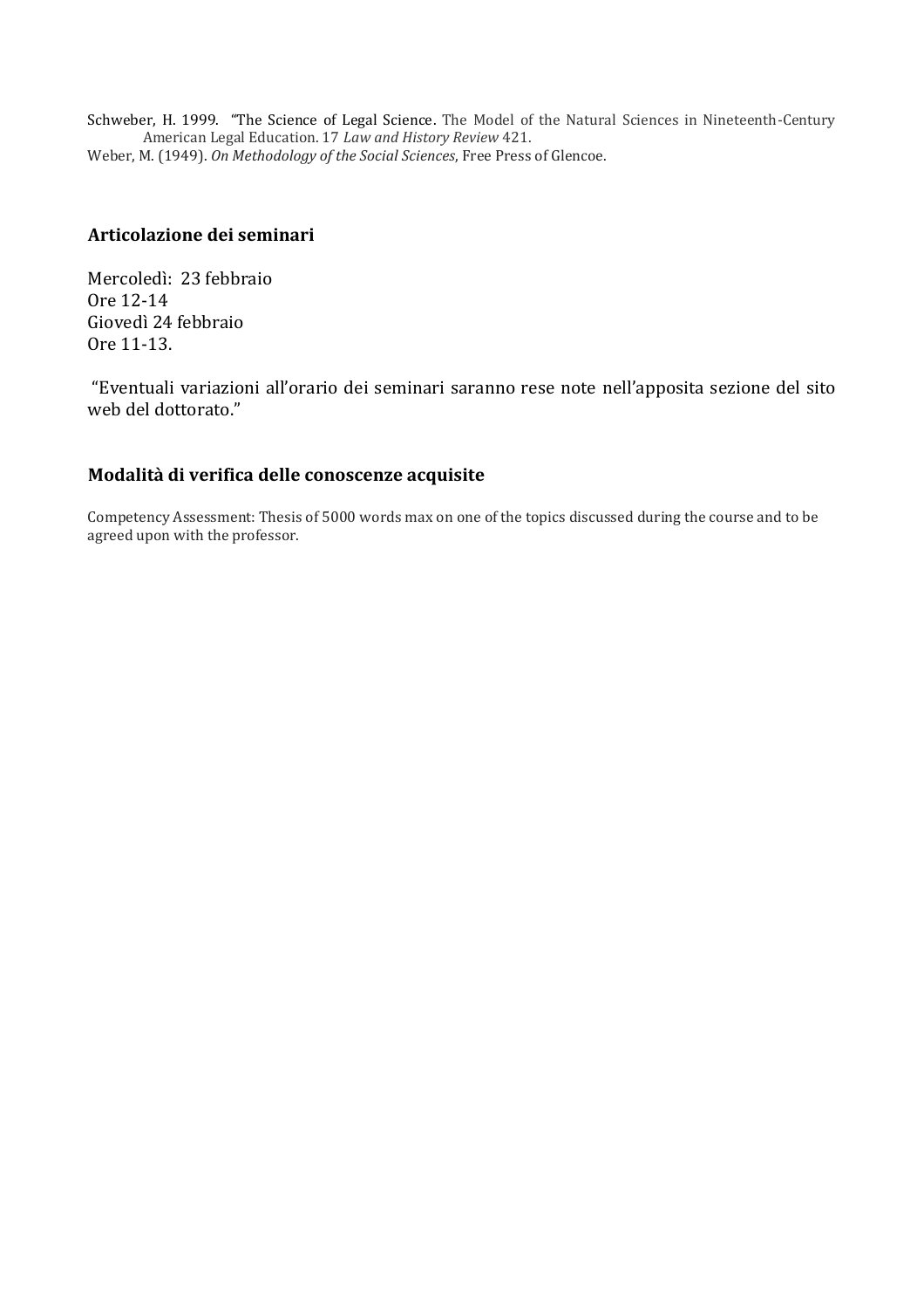Schweber, H. 1999. "The Science of Legal Science. The Model of the Natural Sciences in Nineteenth-Century American Legal Education. 17 *Law and History Review* 421.

Weber, M. (1949). *On Methodology of the Social Sciences*, Free Press of Glencoe.

## Articolazione dei seminari

Mercoledì: 23 febbraio
Ore 12-14
Giovedì 24 febbraio
Ore 11-13.

"Eventuali variazioni all'orario dei seminari saranno rese note nell'apposita sezione del sito web del dottorato."

## Modalità di verifica delle conoscenze acquisite

Competency Assessment: Thesis of 5000 words max on one of the topics discussed during the course and to be agreed upon with the professor.